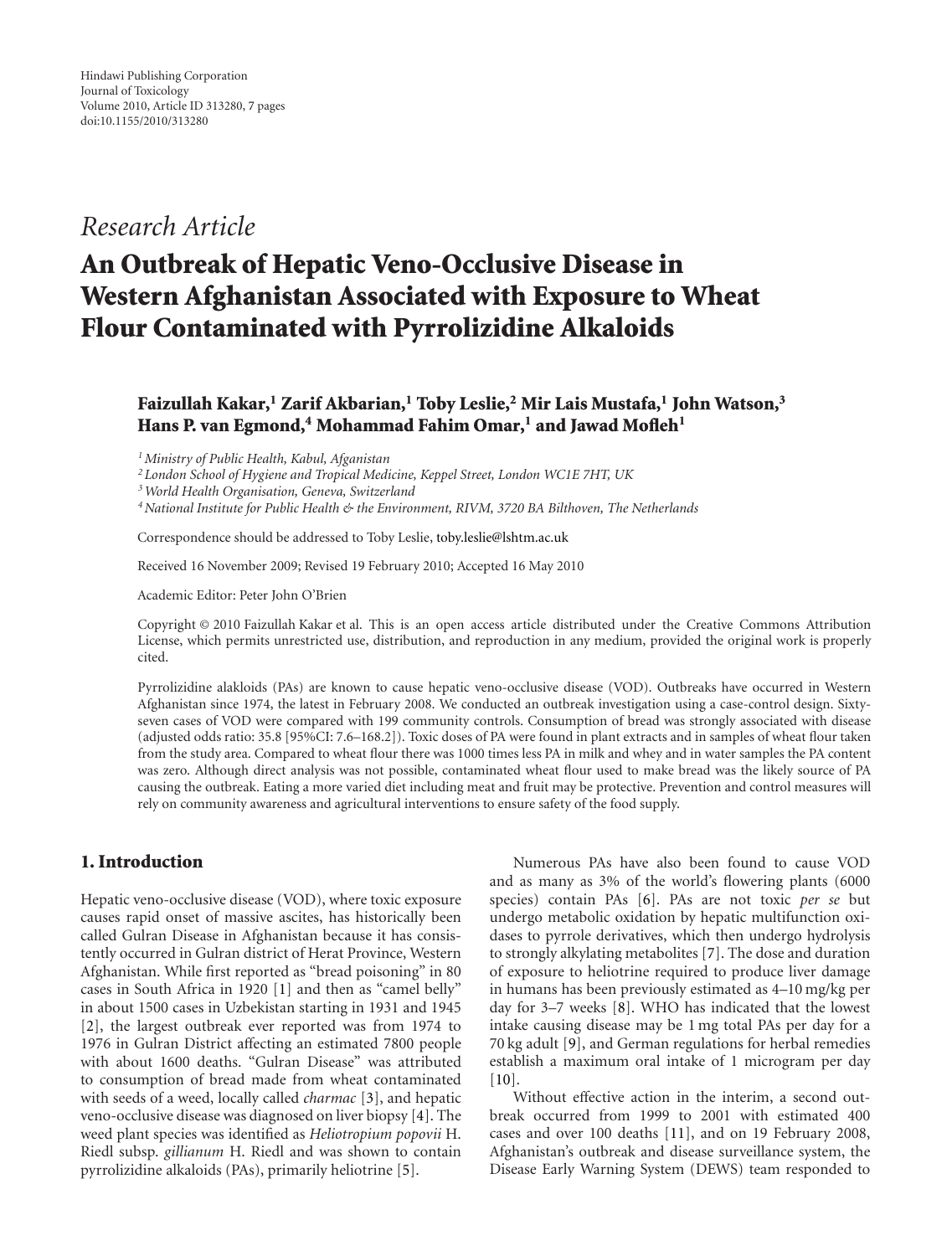Hindawi Publishing Corporation
Journal of Toxicology
Volume 2010, Article ID 313280, 7 pages
doi:10.1155/2010/313280

*Research Article*

# An Outbreak of Hepatic Veno-Occlusive Disease in Western Afghanistan Associated with Exposure to Wheat Flour Contaminated with Pyrrolizidine Alkaloids

**Faizullah Kakar,[1] Zarif Akbarian,[1] Toby Leslie,[2] Mir Lais Mustafa,[1] John Watson,[3] Hans P. van Egmond,[4] Mohammad Fahim Omar,[1] and Jawad Mofleh[1]**

[1] *Ministry of Public Health, Kabul, Afganistan*
[2] *London School of Hygiene and Tropical Medicine, Keppel Street, London WC1E 7HT, UK*
[3] *World Health Organisation, Geneva, Switzerland*
[4] *National Institute for Public Health & the Environment, RIVM, 3720 BA Bilthoven, The Netherlands*

Correspondence should be addressed to Toby Leslie, toby.leslie@lshtm.ac.uk

Received 16 November 2009; Revised 19 February 2010; Accepted 16 May 2010

Academic Editor: Peter John O'Brien

Copyright © 2010 Faizullah Kakar et al. This is an open access article distributed under the Creative Commons Attribution License, which permits unrestricted use, distribution, and reproduction in any medium, provided the original work is properly cited.

Pyrrolizidine alakloids (PAs) are known to cause hepatic veno-occlusive disease (VOD). Outbreaks have occurred in Western Afghanistan since 1974, the latest in February 2008. We conducted an outbreak investigation using a case-control design. Sixty-seven cases of VOD were compared with 199 community controls. Consumption of bread was strongly associated with disease (adjusted odds ratio: 35.8 [95%CI: 7.6–168.2]). Toxic doses of PA were found in plant extracts and in samples of wheat flour taken from the study area. Compared to wheat flour there was 1000 times less PA in milk and whey and in water samples the PA content was zero. Although direct analysis was not possible, contaminated wheat flour used to make bread was the likely source of PA causing the outbreak. Eating a more varied diet including meat and fruit may be protective. Prevention and control measures will rely on community awareness and agricultural interventions to ensure safety of the food supply.

## 1. Introduction

Hepatic veno-occlusive disease (VOD), where toxic exposure causes rapid onset of massive ascites, has historically been called Gulran Disease in Afghanistan because it has consistently occurred in Gulran district of Herat Province, Western Afghanistan. While first reported as "bread poisoning" in 80 cases in South Africa in 1920 [1] and then as "camel belly" in about 1500 cases in Uzbekistan starting in 1931 and 1945 [2], the largest outbreak ever reported was from 1974 to 1976 in Gulran District affecting an estimated 7800 people with about 1600 deaths. "Gulran Disease" was attributed to consumption of bread made from wheat contaminated with seeds of a weed, locally called *charmac* [3], and hepatic veno-occlusive disease was diagnosed on liver biopsy [4]. The weed plant species was identified as *Heliotropium popovii* H. Riedl subsp. *gillianum* H. Riedl and was shown to contain pyrrolizidine alkaloids (PAs), primarily heliotrine [5].

Numerous PAs have also been found to cause VOD and as many as 3% of the world's flowering plants (6000 species) contain PAs [6]. PAs are not toxic *per se* but undergo metabolic oxidation by hepatic multifunction oxidases to pyrrole derivatives, which then undergo hydrolysis to strongly alkylating metabolites [7]. The dose and duration of exposure to heliotrine required to produce liver damage in humans has been previously estimated as 4–10 mg/kg per day for 3–7 weeks [8]. WHO has indicated that the lowest intake causing disease may be 1 mg total PAs per day for a 70 kg adult [9], and German regulations for herbal remedies establish a maximum oral intake of 1 microgram per day [10].

Without effective action in the interim, a second outbreak occurred from 1999 to 2001 with estimated 400 cases and over 100 deaths [11], and on 19 February 2008, Afghanistan's outbreak and disease surveillance system, the Disease Early Warning System (DEWS) team responded to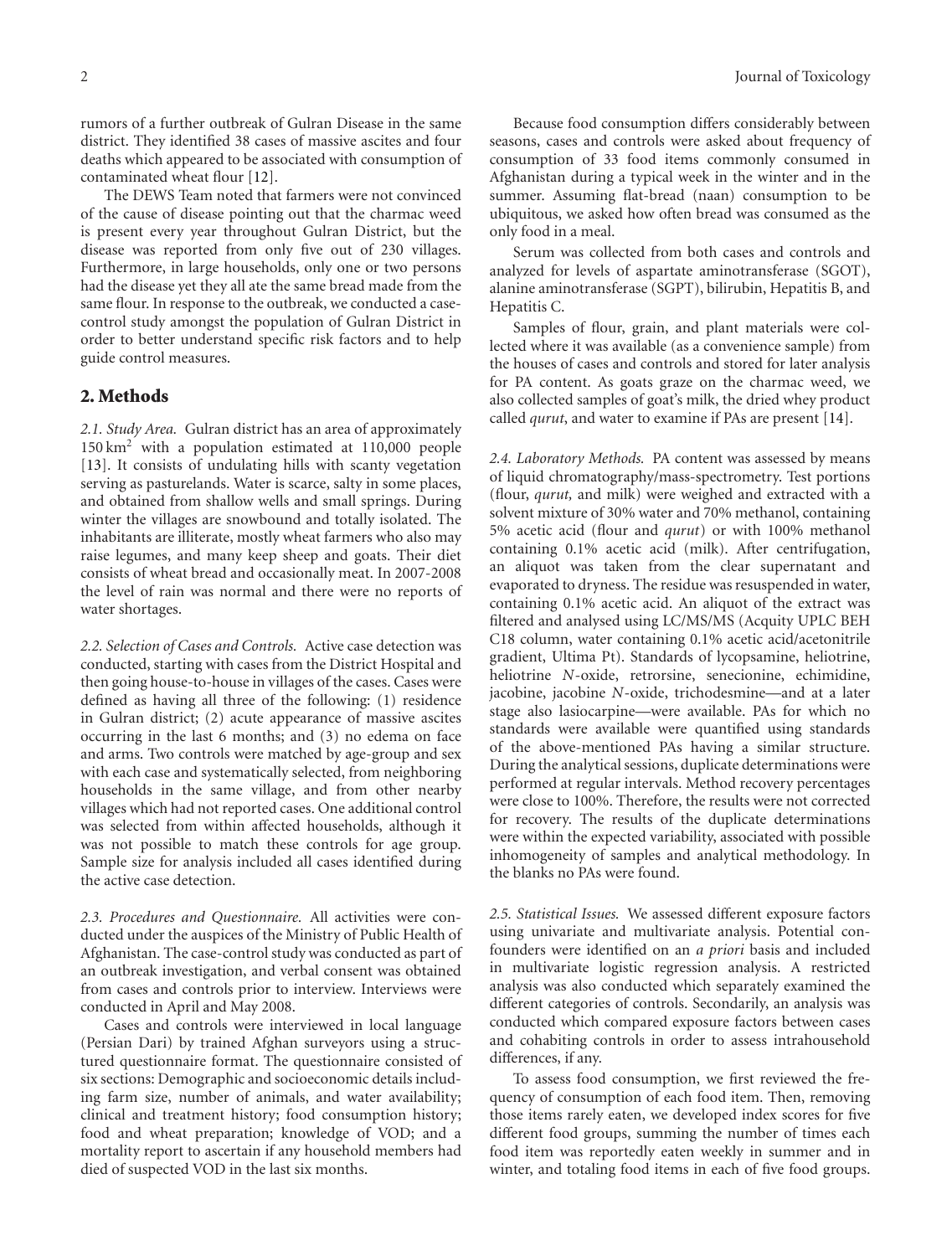rumors of a further outbreak of Gulran Disease in the same district. They identified 38 cases of massive ascites and four deaths which appeared to be associated with consumption of contaminated wheat flour [12].

The DEWS Team noted that farmers were not convinced of the cause of disease pointing out that the charmac weed is present every year throughout Gulran District, but the disease was reported from only five out of 230 villages. Furthermore, in large households, only one or two persons had the disease yet they all ate the same bread made from the same flour. In response to the outbreak, we conducted a case-control study amongst the population of Gulran District in order to better understand specific risk factors and to help guide control measures.

## 2. Methods

*2.1. Study Area.* Gulran district has an area of approximately 150 km$^2$ with a population estimated at 110,000 people [13]. It consists of undulating hills with scanty vegetation serving as pasturelands. Water is scarce, salty in some places, and obtained from shallow wells and small springs. During winter the villages are snowbound and totally isolated. The inhabitants are illiterate, mostly wheat farmers who also may raise legumes, and many keep sheep and goats. Their diet consists of wheat bread and occasionally meat. In 2007-2008 the level of rain was normal and there were no reports of water shortages.

*2.2. Selection of Cases and Controls.* Active case detection was conducted, starting with cases from the District Hospital and then going house-to-house in villages of the cases. Cases were defined as having all three of the following: (1) residence in Gulran district; (2) acute appearance of massive ascites occurring in the last 6 months; and (3) no edema on face and arms. Two controls were matched by age-group and sex with each case and systematically selected, from neighboring households in the same village, and from other nearby villages which had not reported cases. One additional control was selected from within affected households, although it was not possible to match these controls for age group. Sample size for analysis included all cases identified during the active case detection.

*2.3. Procedures and Questionnaire.* All activities were conducted under the auspices of the Ministry of Public Health of Afghanistan. The case-control study was conducted as part of an outbreak investigation, and verbal consent was obtained from cases and controls prior to interview. Interviews were conducted in April and May 2008.

Cases and controls were interviewed in local language (Persian Dari) by trained Afghan surveyors using a structured questionnaire format. The questionnaire consisted of six sections: Demographic and socioeconomic details including farm size, number of animals, and water availability; clinical and treatment history; food consumption history; food and wheat preparation; knowledge of VOD; and a mortality report to ascertain if any household members had died of suspected VOD in the last six months.

Because food consumption differs considerably between seasons, cases and controls were asked about frequency of consumption of 33 food items commonly consumed in Afghanistan during a typical week in the winter and in the summer. Assuming flat-bread (naan) consumption to be ubiquitous, we asked how often bread was consumed as the only food in a meal.

Serum was collected from both cases and controls and analyzed for levels of aspartate aminotransferase (SGOT), alanine aminotransferase (SGPT), bilirubin, Hepatitis B, and Hepatitis C.

Samples of flour, grain, and plant materials were collected where it was available (as a convenience sample) from the houses of cases and controls and stored for later analysis for PA content. As goats graze on the charmac weed, we also collected samples of goat's milk, the dried whey product called *qurut*, and water to examine if PAs are present [14].

*2.4. Laboratory Methods.* PA content was assessed by means of liquid chromatography/mass-spectrometry. Test portions (flour, *qurut,* and milk) were weighed and extracted with a solvent mixture of 30% water and 70% methanol, containing 5% acetic acid (flour and *qurut*) or with 100% methanol containing 0.1% acetic acid (milk). After centrifugation, an aliquot was taken from the clear supernatant and evaporated to dryness. The residue was resuspended in water, containing 0.1% acetic acid. An aliquot of the extract was filtered and analysed using LC/MS/MS (Acquity UPLC BEH C18 column, water containing 0.1% acetic acid/acetonitrile gradient, Ultima Pt). Standards of lycopsamine, heliotrine, heliotrine *N*-oxide, retrorsine, senecionine, echimidine, jacobine, jacobine *N*-oxide, trichodesmine—and at a later stage also lasiocarpine—were available. PAs for which no standards were available were quantified using standards of the above-mentioned PAs having a similar structure. During the analytical sessions, duplicate determinations were performed at regular intervals. Method recovery percentages were close to 100%. Therefore, the results were not corrected for recovery. The results of the duplicate determinations were within the expected variability, associated with possible inhomogeneity of samples and analytical methodology. In the blanks no PAs were found.

*2.5. Statistical Issues.* We assessed different exposure factors using univariate and multivariate analysis. Potential confounders were identified on an *a priori* basis and included in multivariate logistic regression analysis. A restricted analysis was also conducted which separately examined the different categories of controls. Secondarily, an analysis was conducted which compared exposure factors between cases and cohabiting controls in order to assess intrahousehold differences, if any.

To assess food consumption, we first reviewed the frequency of consumption of each food item. Then, removing those items rarely eaten, we developed index scores for five different food groups, summing the number of times each food item was reportedly eaten weekly in summer and in winter, and totaling food items in each of five food groups.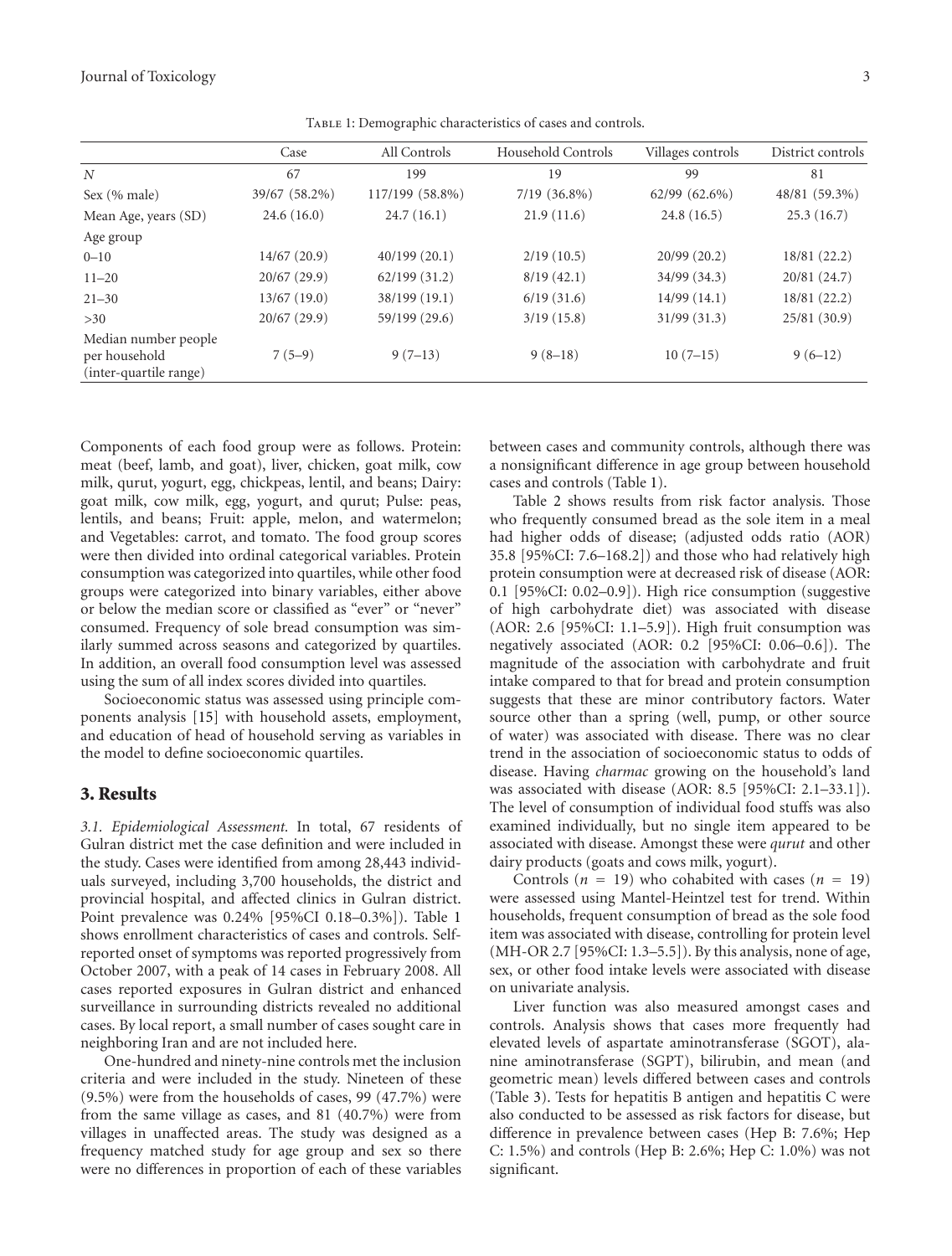Table 1: Demographic characteristics of cases and controls.

| | Case | All Controls | Household Controls | Villages controls | District controls |
|---|---|---|---|---|---|
| $N$ | 67 | 199 | 19 | 99 | 81 |
| Sex (% male) | 39/67 (58.2%) | 117/199 (58.8%) | 7/19 (36.8%) | 62/99 (62.6%) | 48/81 (59.3%) |
| Mean Age, years (SD) | 24.6 (16.0) | 24.7 (16.1) | 21.9 (11.6) | 24.8 (16.5) | 25.3 (16.7) |
| Age group | | | | | |
| 0–10 | 14/67 (20.9) | 40/199 (20.1) | 2/19 (10.5) | 20/99 (20.2) | 18/81 (22.2) |
| 11–20 | 20/67 (29.9) | 62/199 (31.2) | 8/19 (42.1) | 34/99 (34.3) | 20/81 (24.7) |
| 21–30 | 13/67 (19.0) | 38/199 (19.1) | 6/19 (31.6) | 14/99 (14.1) | 18/81 (22.2) |
| >30 | 20/67 (29.9) | 59/199 (29.6) | 3/19 (15.8) | 31/99 (31.3) | 25/81 (30.9) |
| Median number people per household (inter-quartile range) | 7 (5–9) | 9 (7–13) | 9 (8–18) | 10 (7–15) | 9 (6–12) |

Components of each food group were as follows. Protein: meat (beef, lamb, and goat), liver, chicken, goat milk, cow milk, qurut, yogurt, egg, chickpeas, lentil, and beans; Dairy: goat milk, cow milk, egg, yogurt, and qurut; Pulse: peas, lentils, and beans; Fruit: apple, melon, and watermelon; and Vegetables: carrot, and tomato. The food group scores were then divided into ordinal categorical variables. Protein consumption was categorized into quartiles, while other food groups were categorized into binary variables, either above or below the median score or classified as "ever" or "never" consumed. Frequency of sole bread consumption was similarly summed across seasons and categorized by quartiles. In addition, an overall food consumption level was assessed using the sum of all index scores divided into quartiles.

Socioeconomic status was assessed using principle components analysis [15] with household assets, employment, and education of head of household serving as variables in the model to define socioeconomic quartiles.

## 3. Results

*3.1. Epidemiological Assessment.* In total, 67 residents of Gulran district met the case definition and were included in the study. Cases were identified from among 28,443 individuals surveyed, including 3,700 households, the district and provincial hospital, and affected clinics in Gulran district. Point prevalence was 0.24% [95%CI 0.18–0.3%]). Table 1 shows enrollment characteristics of cases and controls. Self-reported onset of symptoms was reported progressively from October 2007, with a peak of 14 cases in February 2008. All cases reported exposures in Gulran district and enhanced surveillance in surrounding districts revealed no additional cases. By local report, a small number of cases sought care in neighboring Iran and are not included here.

One-hundred and ninety-nine controls met the inclusion criteria and were included in the study. Nineteen of these (9.5%) were from the households of cases, 99 (47.7%) were from the same village as cases, and 81 (40.7%) were from villages in unaffected areas. The study was designed as a frequency matched study for age group and sex so there were no differences in proportion of each of these variables between cases and community controls, although there was a nonsignificant difference in age group between household cases and controls (Table 1).

Table 2 shows results from risk factor analysis. Those who frequently consumed bread as the sole item in a meal had higher odds of disease; (adjusted odds ratio (AOR) 35.8 [95%CI: 7.6–168.2]) and those who had relatively high protein consumption were at decreased risk of disease (AOR: 0.1 [95%CI: 0.02–0.9]). High rice consumption (suggestive of high carbohydrate diet) was associated with disease (AOR: 2.6 [95%CI: 1.1–5.9]). High fruit consumption was negatively associated (AOR: 0.2 [95%CI: 0.06–0.6]). The magnitude of the association with carbohydrate and fruit intake compared to that for bread and protein consumption suggests that these are minor contributory factors. Water source other than a spring (well, pump, or other source of water) was associated with disease. There was no clear trend in the association of socioeconomic status to odds of disease. Having *charmac* growing on the household's land was associated with disease (AOR: 8.5 [95%CI: 2.1–33.1]). The level of consumption of individual food stuffs was also examined individually, but no single item appeared to be associated with disease. Amongst these were *qurut* and other dairy products (goats and cows milk, yogurt).

Controls ($n = 19$) who cohabited with cases ($n = 19$) were assessed using Mantel-Heintzel test for trend. Within households, frequent consumption of bread as the sole food item was associated with disease, controlling for protein level (MH-OR 2.7 [95%CI: 1.3–5.5]). By this analysis, none of age, sex, or other food intake levels were associated with disease on univariate analysis.

Liver function was also measured amongst cases and controls. Analysis shows that cases more frequently had elevated levels of aspartate aminotransferase (SGOT), alanine aminotransferase (SGPT), bilirubin, and mean (and geometric mean) levels differed between cases and controls (Table 3). Tests for hepatitis B antigen and hepatitis C were also conducted to be assessed as risk factors for disease, but difference in prevalence between cases (Hep B: 7.6%; Hep C: 1.5%) and controls (Hep B: 2.6%; Hep C: 1.0%) was not significant.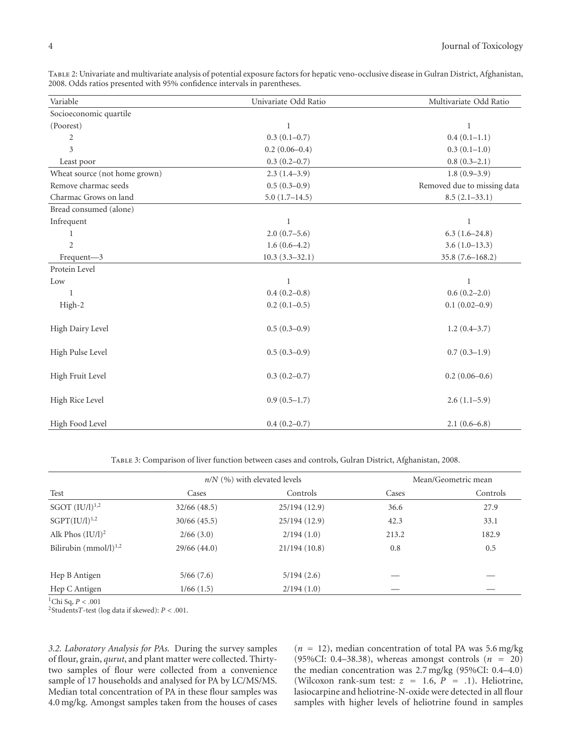Table 2: Univariate and multivariate analysis of potential exposure factors for hepatic veno-occlusive disease in Gulran District, Afghanistan, 2008. Odds ratios presented with 95% confidence intervals in parentheses.

| Variable | Univariate Odd Ratio | Multivariate Odd Ratio |
|---|---|---|
| Socioeconomic quartile | | |
| (Poorest) | 1 | 1 |
| 2 | 0.3 (0.1–0.7) | 0.4 (0.1–1.1) |
| 3 | 0.2 (0.06–0.4) | 0.3 (0.1–1.0) |
| Least poor | 0.3 (0.2–0.7) | 0.8 (0.3–2.1) |
| Wheat source (not home grown) | 2.3 (1.4–3.9) | 1.8 (0.9–3.9) |
| Remove charmac seeds | 0.5 (0.3–0.9) | Removed due to missing data |
| Charmac Grows on land | 5.0 (1.7–14.5) | 8.5 (2.1–33.1) |
| Bread consumed (alone) | | |
| Infrequent | 1 | 1 |
| 1 | 2.0 (0.7–5.6) | 6.3 (1.6–24.8) |
| 2 | 1.6 (0.6–4.2) | 3.6 (1.0–13.3) |
| Frequent—3 | 10.3 (3.3–32.1) | 35.8 (7.6–168.2) |
| Protein Level | | |
| Low | 1 | 1 |
| 1 | 0.4 (0.2–0.8) | 0.6 (0.2–2.0) |
| High-2 | 0.2 (0.1–0.5) | 0.1 (0.02–0.9) |
| High Dairy Level | 0.5 (0.3–0.9) | 1.2 (0.4–3.7) |
| High Pulse Level | 0.5 (0.3–0.9) | 0.7 (0.3–1.9) |
| High Fruit Level | 0.3 (0.2–0.7) | 0.2 (0.06–0.6) |
| High Rice Level | 0.9 (0.5–1.7) | 2.6 (1.1–5.9) |
| High Food Level | 0.4 (0.2–0.7) | 2.1 (0.6–6.8) |

Table 3: Comparison of liver function between cases and controls, Gulran District, Afghanistan, 2008.

| | $n/N$ (%) with elevated levels | | Mean/Geometric mean | |
|---|---|---|---|---|
| Test | Cases | Controls | Cases | Controls |
| SGOT (IU/l)[1,2] | 32/66 (48.5) | 25/194 (12.9) | 36.6 | 27.9 |
| SGPT(IU/l)[1,2] | 30/66 (45.5) | 25/194 (12.9) | 42.3 | 33.1 |
| Alk Phos (IU/l)[2] | 2/66 (3.0) | 2/194 (1.0) | 213.2 | 182.9 |
| Bilirubin (mmol/l)[1,2] | 29/66 (44.0) | 21/194 (10.8) | 0.8 | 0.5 |
| Hep B Antigen | 5/66 (7.6) | 5/194 (2.6) | — | — |
| Hep C Antigen | 1/66 (1.5) | 2/194 (1.0) | — | — |

[1]Chi Sq, $P < .001$
[2]Students$T$-test (log data if skewed): $P < .001$.

*3.2. Laboratory Analysis for PAs.* During the survey samples of flour, grain, *qurut*, and plant matter were collected. Thirty-two samples of flour were collected from a convenience sample of 17 households and analysed for PA by LC/MS/MS. Median total concentration of PA in these flour samples was 4.0 mg/kg. Amongst samples taken from the houses of cases ($n = 12$), median concentration of total PA was 5.6 mg/kg (95%CI: 0.4–38.38), whereas amongst controls ($n = 20$) the median concentration was 2.7 mg/kg (95%CI: 0.4–4.0) (Wilcoxon rank-sum test: $z = 1.6$, $P = .1$). Heliotrine, lasiocarpine and heliotrine-N-oxide were detected in all flour samples with higher levels of heliotrine found in samples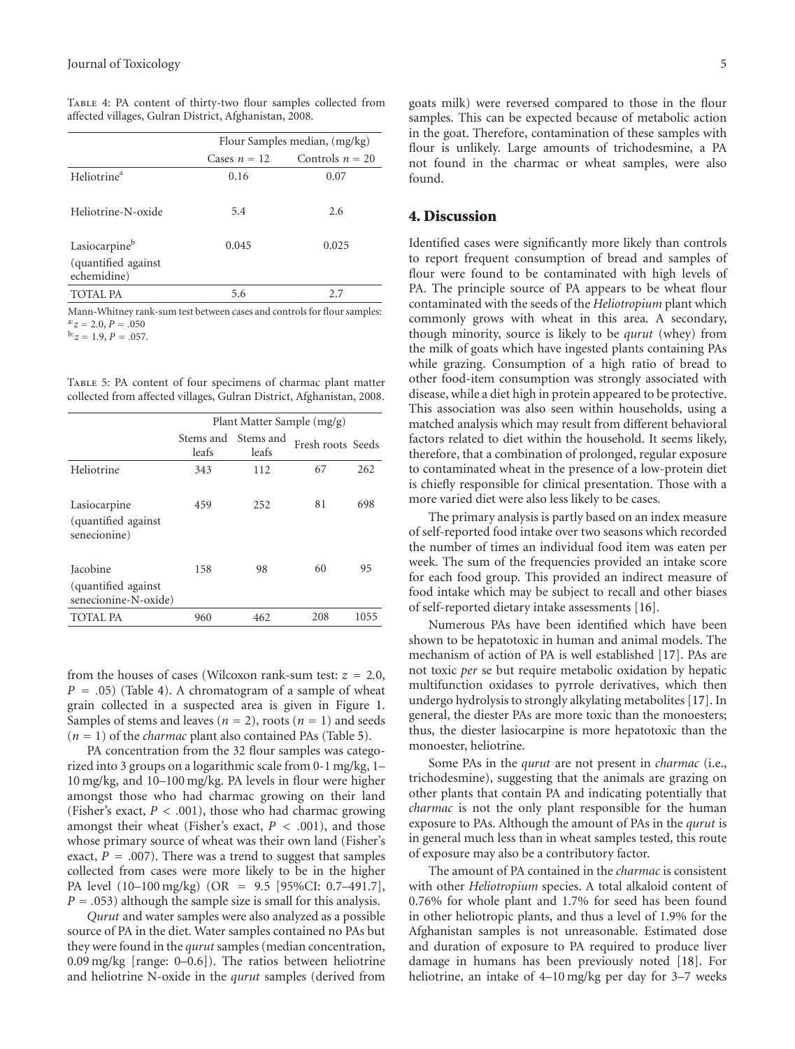Table 4: PA content of thirty-two flour samples collected from affected villages, Gulran District, Afghanistan, 2008.

| | Flour Samples median, (mg/kg) | |
|---|---|---|
| | Cases $n = 12$ | Controls $n = 20$ |
| Heliotrine[a] | 0.16 | 0.07 |
| Heliotrine-N-oxide | 5.4 | 2.6 |
| Lasiocarpine[b] (quantified against echemidine) | 0.045 | 0.025 |
| TOTAL PA | 5.6 | 2.7 |

Mann-Whitney rank-sum test between cases and controls for flour samples:
[a]: $z = 2.0$, $P = .050$
[b]: $z = 1.9$, $P = .057$.

Table 5: PA content of four specimens of charmac plant matter collected from affected villages, Gulran District, Afghanistan, 2008.

| | Plant Matter Sample (mg/g) | | | |
|---|---|---|---|---|
| | Stems and leafs | Stems and leafs | Fresh roots | Seeds |
| Heliotrine | 343 | 112 | 67 | 262 |
| Lasiocarpine (quantified against senecionine) | 459 | 252 | 81 | 698 |
| Jacobine (quantified against senecionine-N-oxide) | 158 | 98 | 60 | 95 |
| TOTAL PA | 960 | 462 | 208 | 1055 |

from the houses of cases (Wilcoxon rank-sum test: $z = 2.0$, $P = .05$) (Table 4). A chromatogram of a sample of wheat grain collected in a suspected area is given in Figure 1. Samples of stems and leaves ($n = 2$), roots ($n = 1$) and seeds ($n = 1$) of the *charmac* plant also contained PAs (Table 5).

PA concentration from the 32 flour samples was categorized into 3 groups on a logarithmic scale from 0-1 mg/kg, 1–10 mg/kg, and 10–100 mg/kg. PA levels in flour were higher amongst those who had charmac growing on their land (Fisher's exact, $P < .001$), those who had charmac growing amongst their wheat (Fisher's exact, $P < .001$), and those whose primary source of wheat was their own land (Fisher's exact, $P = .007$). There was a trend to suggest that samples collected from cases were more likely to be in the higher PA level (10–100 mg/kg) (OR = 9.5 [95%CI: 0.7–491.7], $P = .053$) although the sample size is small for this analysis.

*Qurut* and water samples were also analyzed as a possible source of PA in the diet. Water samples contained no PAs but they were found in the *qurut* samples (median concentration, 0.09 mg/kg [range: 0–0.6]). The ratios between heliotrine and heliotrine N-oxide in the *qurut* samples (derived from goats milk) were reversed compared to those in the flour samples. This can be expected because of metabolic action in the goat. Therefore, contamination of these samples with flour is unlikely. Large amounts of trichodesmine, a PA not found in the charmac or wheat samples, were also found.

## 4. Discussion

Identified cases were significantly more likely than controls to report frequent consumption of bread and samples of flour were found to be contaminated with high levels of PA. The principle source of PA appears to be wheat flour contaminated with the seeds of the *Heliotropium* plant which commonly grows with wheat in this area. A secondary, though minority, source is likely to be *qurut* (whey) from the milk of goats which have ingested plants containing PAs while grazing. Consumption of a high ratio of bread to other food-item consumption was strongly associated with disease, while a diet high in protein appeared to be protective. This association was also seen within households, using a matched analysis which may result from different behavioral factors related to diet within the household. It seems likely, therefore, that a combination of prolonged, regular exposure to contaminated wheat in the presence of a low-protein diet is chiefly responsible for clinical presentation. Those with a more varied diet were also less likely to be cases.

The primary analysis is partly based on an index measure of self-reported food intake over two seasons which recorded the number of times an individual food item was eaten per week. The sum of the frequencies provided an intake score for each food group. This provided an indirect measure of food intake which may be subject to recall and other biases of self-reported dietary intake assessments [16].

Numerous PAs have been identified which have been shown to be hepatotoxic in human and animal models. The mechanism of action of PA is well established [17]. PAs are not toxic *per* se but require metabolic oxidation by hepatic multifunction oxidases to pyrrole derivatives, which then undergo hydrolysis to strongly alkylating metabolites [17]. In general, the diester PAs are more toxic than the monoesters; thus, the diester lasiocarpine is more hepatotoxic than the monoester, heliotrine.

Some PAs in the *qurut* are not present in *charmac* (i.e., trichodesmine), suggesting that the animals are grazing on other plants that contain PA and indicating potentially that *charmac* is not the only plant responsible for the human exposure to PAs. Although the amount of PAs in the *qurut* is in general much less than in wheat samples tested, this route of exposure may also be a contributory factor.

The amount of PA contained in the *charmac* is consistent with other *Heliotropium* species. A total alkaloid content of 0.76% for whole plant and 1.7% for seed has been found in other heliotropic plants, and thus a level of 1.9% for the Afghanistan samples is not unreasonable. Estimated dose and duration of exposure to PA required to produce liver damage in humans has been previously noted [18]. For heliotrine, an intake of 4–10 mg/kg per day for 3–7 weeks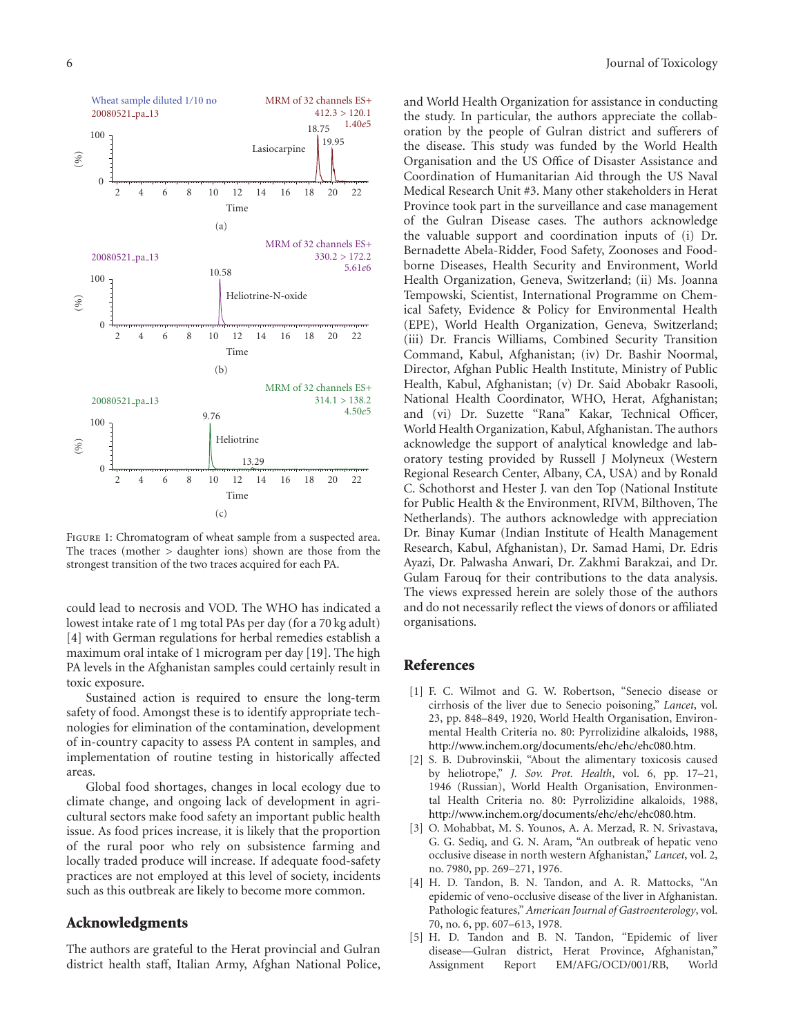Figure 1: Chromatogram of wheat sample from a suspected area. The traces (mother > daughter ions) shown are those from the strongest transition of the two traces acquired for each PA.

could lead to necrosis and VOD. The WHO has indicated a lowest intake rate of 1 mg total PAs per day (for a 70 kg adult) [4] with German regulations for herbal remedies establish a maximum oral intake of 1 microgram per day [19]. The high PA levels in the Afghanistan samples could certainly result in toxic exposure.

Sustained action is required to ensure the long-term safety of food. Amongst these is to identify appropriate technologies for elimination of the contamination, development of in-country capacity to assess PA content in samples, and implementation of routine testing in historically affected areas.

Global food shortages, changes in local ecology due to climate change, and ongoing lack of development in agricultural sectors make food safety an important public health issue. As food prices increase, it is likely that the proportion of the rural poor who rely on subsistence farming and locally traded produce will increase. If adequate food-safety practices are not employed at this level of society, incidents such as this outbreak are likely to become more common.

## Acknowledgments

The authors are grateful to the Herat provincial and Gulran district health staff, Italian Army, Afghan National Police, and World Health Organization for assistance in conducting the study. In particular, the authors appreciate the collaboration by the people of Gulran district and sufferers of the disease. This study was funded by the World Health Organisation and the US Office of Disaster Assistance and Coordination of Humanitarian Aid through the US Naval Medical Research Unit #3. Many other stakeholders in Herat Province took part in the surveillance and case management of the Gulran Disease cases. The authors acknowledge the valuable support and coordination inputs of (i) Dr. Bernadette Abela-Ridder, Food Safety, Zoonoses and Food-borne Diseases, Health Security and Environment, World Health Organization, Geneva, Switzerland; (ii) Ms. Joanna Tempowski, Scientist, International Programme on Chemical Safety, Evidence & Policy for Environmental Health (EPE), World Health Organization, Geneva, Switzerland; (iii) Dr. Francis Williams, Combined Security Transition Command, Kabul, Afghanistan; (iv) Dr. Bashir Noormal, Director, Afghan Public Health Institute, Ministry of Public Health, Kabul, Afghanistan; (v) Dr. Said Abobakr Rasooli, National Health Coordinator, WHO, Herat, Afghanistan; and (vi) Dr. Suzette "Rana" Kakar, Technical Officer, World Health Organization, Kabul, Afghanistan. The authors acknowledge the support of analytical knowledge and laboratory testing provided by Russell J Molyneux (Western Regional Research Center, Albany, CA, USA) and by Ronald C. Schothorst and Hester J. van den Top (National Institute for Public Health & the Environment, RIVM, Bilthoven, The Netherlands). The authors acknowledge with appreciation Dr. Binay Kumar (Indian Institute of Health Management Research, Kabul, Afghanistan), Dr. Samad Hami, Dr. Edris Ayazi, Dr. Palwasha Anwari, Dr. Zakhmi Barakzai, and Dr. Gulam Farouq for their contributions to the data analysis. The views expressed herein are solely those of the authors and do not necessarily reflect the views of donors or affiliated organisations.

## References

[1] F. C. Wilmot and G. W. Robertson, "Senecio disease or cirrhosis of the liver due to Senecio poisoning," *Lancet*, vol. 23, pp. 848–849, 1920, World Health Organisation, Environmental Health Criteria no. 80: Pyrrolizidine alkaloids, 1988, http://www.inchem.org/documents/ehc/ehc/ehc080.htm.

[2] S. B. Dubrovinskii, "About the alimentary toxicosis caused by heliotrope," *J. Sov. Prot. Health*, vol. 6, pp. 17–21, 1946 (Russian), World Health Organisation, Environmental Health Criteria no. 80: Pyrrolizidine alkaloids, 1988, http://www.inchem.org/documents/ehc/ehc/ehc080.htm.

[3] O. Mohabbat, M. S. Younos, A. A. Merzad, R. N. Srivastava, G. G. Sediq, and G. N. Aram, "An outbreak of hepatic veno occlusive disease in north western Afghanistan," *Lancet*, vol. 2, no. 7980, pp. 269–271, 1976.

[4] H. D. Tandon, B. N. Tandon, and A. R. Mattocks, "An epidemic of veno-occlusive disease of the liver in Afghanistan. Pathologic features," *American Journal of Gastroenterology*, vol. 70, no. 6, pp. 607–613, 1978.

[5] H. D. Tandon and B. N. Tandon, "Epidemic of liver disease—Gulran district, Herat Province, Afghanistan," Assignment Report EM/AFG/OCD/001/RB, World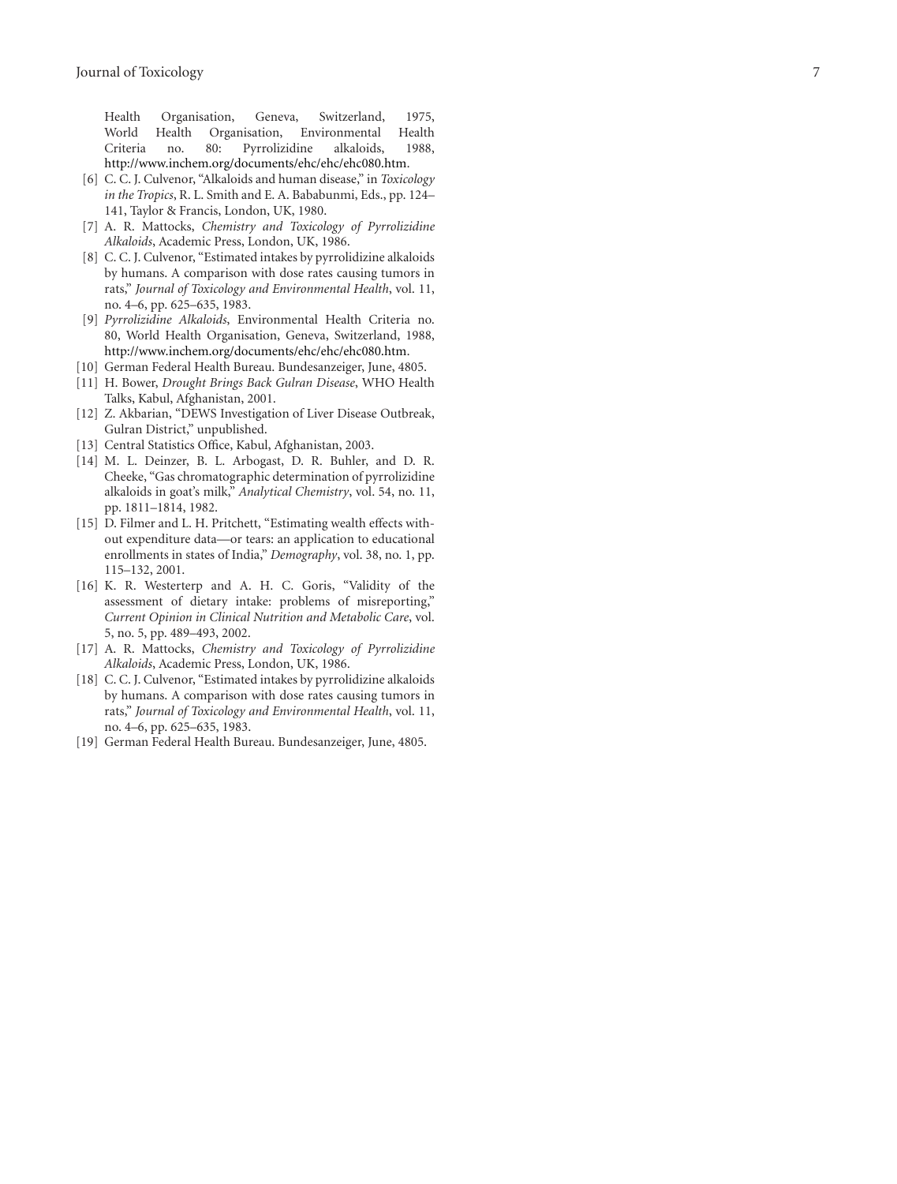Health Organisation, Geneva, Switzerland, 1975, World Health Organisation, Environmental Health Criteria no. 80: Pyrrolizidine alkaloids, 1988, http://www.inchem.org/documents/ehc/ehc/ehc080.htm.

[6] C. C. J. Culvenor, "Alkaloids and human disease," in *Toxicology in the Tropics*, R. L. Smith and E. A. Bababunmi, Eds., pp. 124–141, Taylor & Francis, London, UK, 1980.

[7] A. R. Mattocks, *Chemistry and Toxicology of Pyrrolizidine Alkaloids*, Academic Press, London, UK, 1986.

[8] C. C. J. Culvenor, "Estimated intakes by pyrrolidizine alkaloids by humans. A comparison with dose rates causing tumors in rats," *Journal of Toxicology and Environmental Health*, vol. 11, no. 4–6, pp. 625–635, 1983.

[9] *Pyrrolizidine Alkaloids*, Environmental Health Criteria no. 80, World Health Organisation, Geneva, Switzerland, 1988, http://www.inchem.org/documents/ehc/ehc/ehc080.htm.

[10] German Federal Health Bureau. Bundesanzeiger, June, 4805.

[11] H. Bower, *Drought Brings Back Gulran Disease*, WHO Health Talks, Kabul, Afghanistan, 2001.

[12] Z. Akbarian, "DEWS Investigation of Liver Disease Outbreak, Gulran District," unpublished.

[13] Central Statistics Office, Kabul, Afghanistan, 2003.

[14] M. L. Deinzer, B. L. Arbogast, D. R. Buhler, and D. R. Cheeke, "Gas chromatographic determination of pyrrolizidine alkaloids in goat's milk," *Analytical Chemistry*, vol. 54, no. 11, pp. 1811–1814, 1982.

[15] D. Filmer and L. H. Pritchett, "Estimating wealth effects without expenditure data—or tears: an application to educational enrollments in states of India," *Demography*, vol. 38, no. 1, pp. 115–132, 2001.

[16] K. R. Westerterp and A. H. C. Goris, "Validity of the assessment of dietary intake: problems of misreporting," *Current Opinion in Clinical Nutrition and Metabolic Care*, vol. 5, no. 5, pp. 489–493, 2002.

[17] A. R. Mattocks, *Chemistry and Toxicology of Pyrrolizidine Alkaloids*, Academic Press, London, UK, 1986.

[18] C. C. J. Culvenor, "Estimated intakes by pyrrolidizine alkaloids by humans. A comparison with dose rates causing tumors in rats," *Journal of Toxicology and Environmental Health*, vol. 11, no. 4–6, pp. 625–635, 1983.

[19] German Federal Health Bureau. Bundesanzeiger, June, 4805.